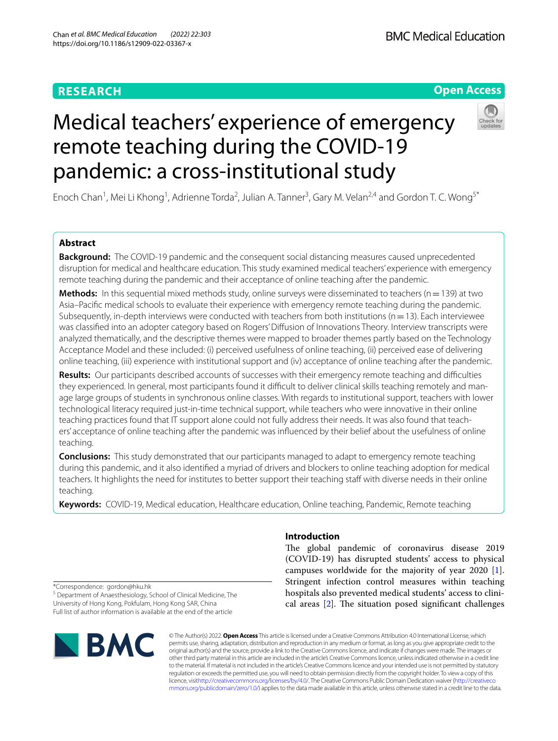RESEARCH

Open Access

# Medical teachers' experience of emergency remote teaching during the COVID-19 pandemic: a cross-institutional study

Enoch Chan[1], Mei Li Khong[1], Adrienne Torda[2], Julian A. Tanner[3], Gary M. Velan[2,4] and Gordon T. C. Wong[5*]

## Abstract

**Background:** The COVID-19 pandemic and the consequent social distancing measures caused unprecedented disruption for medical and healthcare education. This study examined medical teachers' experience with emergency remote teaching during the pandemic and their acceptance of online teaching after the pandemic.

**Methods:** In this sequential mixed methods study, online surveys were disseminated to teachers (n = 139) at two Asia–Pacific medical schools to evaluate their experience with emergency remote teaching during the pandemic. Subsequently, in-depth interviews were conducted with teachers from both institutions (n = 13). Each interviewee was classified into an adopter category based on Rogers' Diffusion of Innovations Theory. Interview transcripts were analyzed thematically, and the descriptive themes were mapped to broader themes partly based on the Technology Acceptance Model and these included: (i) perceived usefulness of online teaching, (ii) perceived ease of delivering online teaching, (iii) experience with institutional support and (iv) acceptance of online teaching after the pandemic.

**Results:** Our participants described accounts of successes with their emergency remote teaching and difficulties they experienced. In general, most participants found it difficult to deliver clinical skills teaching remotely and manage large groups of students in synchronous online classes. With regards to institutional support, teachers with lower technological literacy required just-in-time technical support, while teachers who were innovative in their online teaching practices found that IT support alone could not fully address their needs. It was also found that teachers' acceptance of online teaching after the pandemic was influenced by their belief about the usefulness of online teaching.

**Conclusions:** This study demonstrated that our participants managed to adapt to emergency remote teaching during this pandemic, and it also identified a myriad of drivers and blockers to online teaching adoption for medical teachers. It highlights the need for institutes to better support their teaching staff with diverse needs in their online teaching.

**Keywords:** COVID-19, Medical education, Healthcare education, Online teaching, Pandemic, Remote teaching

## Introduction

The global pandemic of coronavirus disease 2019 (COVID-19) has disrupted students' access to physical campuses worldwide for the majority of year 2020 [1]. Stringent infection control measures within teaching hospitals also prevented medical students' access to clinical areas [2]. The situation posed significant challenges

*Correspondence: gordon@hku.hk

[5] Department of Anaesthesiology, School of Clinical Medicine, The University of Hong Kong, Pokfulam, Hong Kong SAR, China

Full list of author information is available at the end of the article

© The Author(s) 2022. **Open Access** This article is licensed under a Creative Commons Attribution 4.0 International License, which permits use, sharing, adaptation, distribution and reproduction in any medium or format, as long as you give appropriate credit to the original author(s) and the source, provide a link to the Creative Commons licence, and indicate if changes were made. The images or other third party material in this article are included in the article's Creative Commons licence, unless indicated otherwise in a credit line to the material. If material is not included in the article's Creative Commons licence and your intended use is not permitted by statutory regulation or exceeds the permitted use, you will need to obtain permission directly from the copyright holder. To view a copy of this licence, visit http://creativecommons.org/licenses/by/4.0/. The Creative Commons Public Domain Dedication waiver (http://creativecommons.org/publicdomain/zero/1.0/) applies to the data made available in this article, unless otherwise stated in a credit line to the data.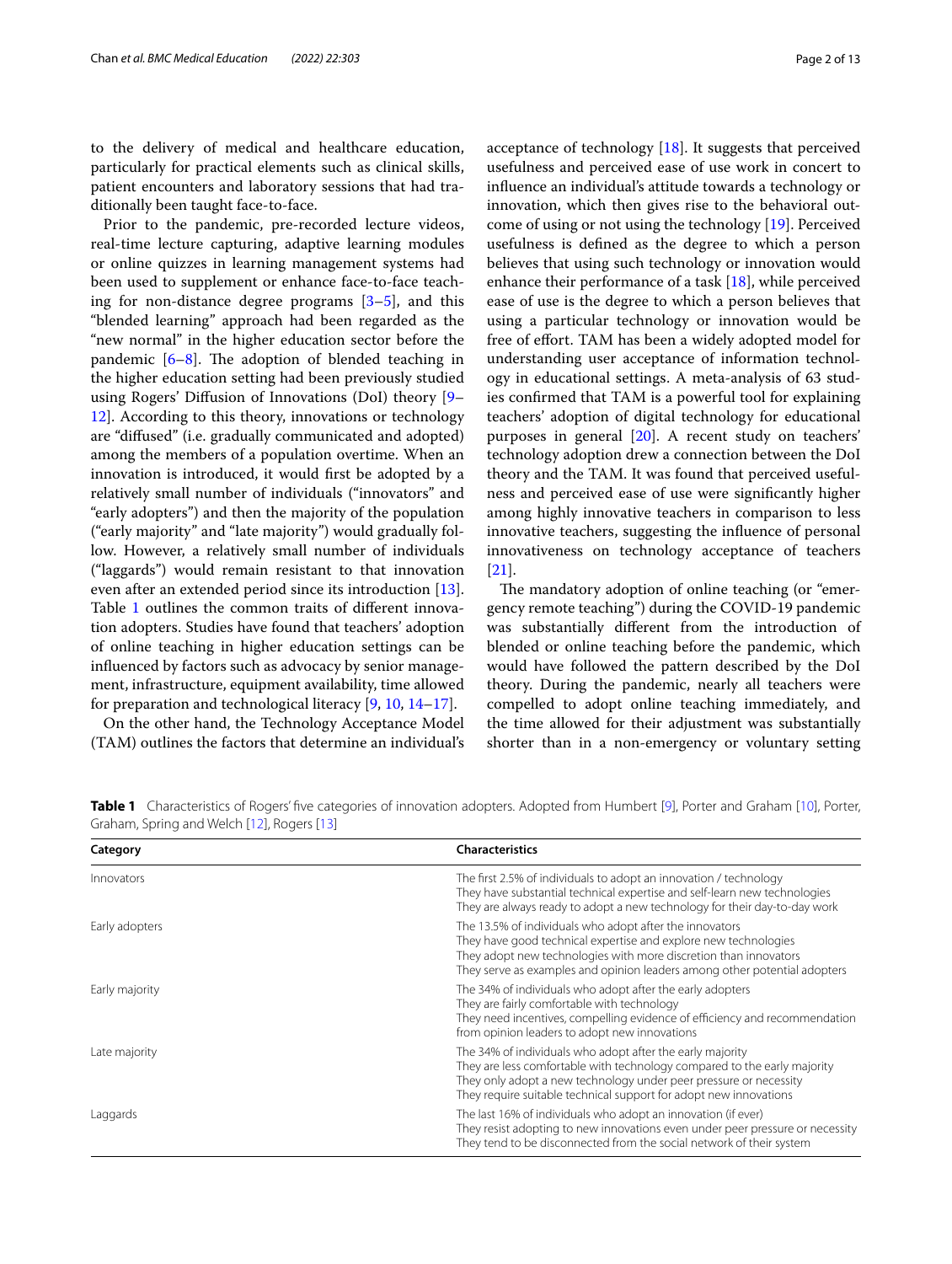to the delivery of medical and healthcare education, particularly for practical elements such as clinical skills, patient encounters and laboratory sessions that had traditionally been taught face-to-face.

Prior to the pandemic, pre-recorded lecture videos, real-time lecture capturing, adaptive learning modules or online quizzes in learning management systems had been used to supplement or enhance face-to-face teaching for non-distance degree programs [3–5], and this "blended learning" approach had been regarded as the "new normal" in the higher education sector before the pandemic [6–8]. The adoption of blended teaching in the higher education setting had been previously studied using Rogers' Diffusion of Innovations (DoI) theory [9–12]. According to this theory, innovations or technology are "diffused" (i.e. gradually communicated and adopted) among the members of a population overtime. When an innovation is introduced, it would first be adopted by a relatively small number of individuals ("innovators" and "early adopters") and then the majority of the population ("early majority" and "late majority") would gradually follow. However, a relatively small number of individuals ("laggards") would remain resistant to that innovation even after an extended period since its introduction [13]. Table 1 outlines the common traits of different innovation adopters. Studies have found that teachers' adoption of online teaching in higher education settings can be influenced by factors such as advocacy by senior management, infrastructure, equipment availability, time allowed for preparation and technological literacy [9, 10, 14–17].

On the other hand, the Technology Acceptance Model (TAM) outlines the factors that determine an individual's acceptance of technology [18]. It suggests that perceived usefulness and perceived ease of use work in concert to influence an individual's attitude towards a technology or innovation, which then gives rise to the behavioral outcome of using or not using the technology [19]. Perceived usefulness is defined as the degree to which a person believes that using such technology or innovation would enhance their performance of a task [18], while perceived ease of use is the degree to which a person believes that using a particular technology or innovation would be free of effort. TAM has been a widely adopted model for understanding user acceptance of information technology in educational settings. A meta-analysis of 63 studies confirmed that TAM is a powerful tool for explaining teachers' adoption of digital technology for educational purposes in general [20]. A recent study on teachers' technology adoption drew a connection between the DoI theory and the TAM. It was found that perceived usefulness and perceived ease of use were significantly higher among highly innovative teachers in comparison to less innovative teachers, suggesting the influence of personal innovativeness on technology acceptance of teachers [21].

The mandatory adoption of online teaching (or "emergency remote teaching") during the COVID-19 pandemic was substantially different from the introduction of blended or online teaching before the pandemic, which would have followed the pattern described by the DoI theory. During the pandemic, nearly all teachers were compelled to adopt online teaching immediately, and the time allowed for their adjustment was substantially shorter than in a non-emergency or voluntary setting

**Table 1** Characteristics of Rogers' five categories of innovation adopters. Adopted from Humbert [9], Porter and Graham [10], Porter, Graham, Spring and Welch [12], Rogers [13]

| Category | Characteristics |
|---|---|
| Innovators | The first 2.5% of individuals to adopt an innovation / technology<br>They have substantial technical expertise and self-learn new technologies<br>They are always ready to adopt a new technology for their day-to-day work |
| Early adopters | The 13.5% of individuals who adopt after the innovators<br>They have good technical expertise and explore new technologies<br>They adopt new technologies with more discretion than innovators<br>They serve as examples and opinion leaders among other potential adopters |
| Early majority | The 34% of individuals who adopt after the early adopters<br>They are fairly comfortable with technology<br>They need incentives, compelling evidence of efficiency and recommendation from opinion leaders to adopt new innovations |
| Late majority | The 34% of individuals who adopt after the early majority<br>They are less comfortable with technology compared to the early majority<br>They only adopt a new technology under peer pressure or necessity<br>They require suitable technical support for adopt new innovations |
| Laggards | The last 16% of individuals who adopt an innovation (if ever)<br>They resist adopting to new innovations even under peer pressure or necessity<br>They tend to be disconnected from the social network of their system |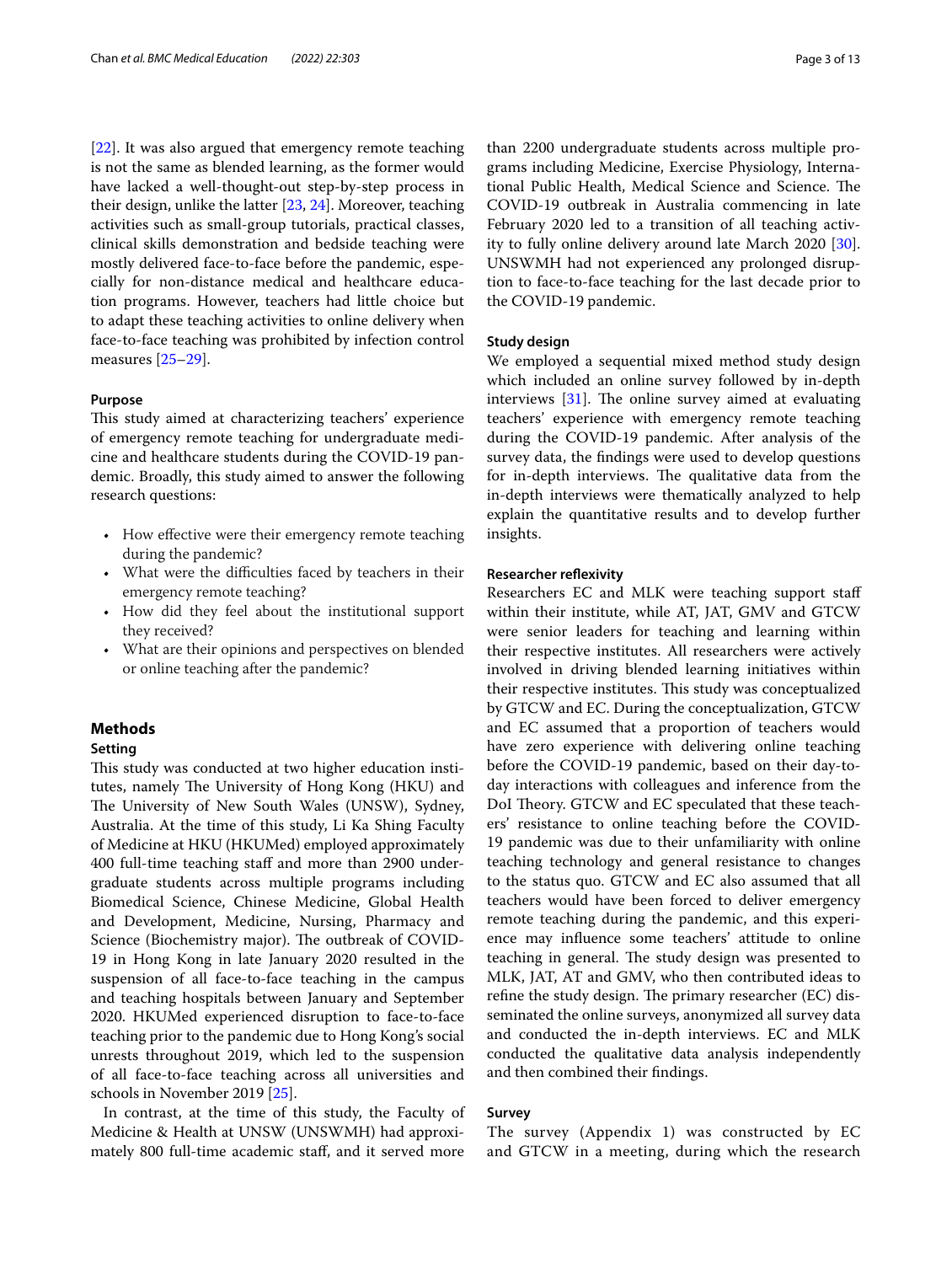[22]. It was also argued that emergency remote teaching is not the same as blended learning, as the former would have lacked a well-thought-out step-by-step process in their design, unlike the latter [23, 24]. Moreover, teaching activities such as small-group tutorials, practical classes, clinical skills demonstration and bedside teaching were mostly delivered face-to-face before the pandemic, especially for non-distance medical and healthcare education programs. However, teachers had little choice but to adapt these teaching activities to online delivery when face-to-face teaching was prohibited by infection control measures [25–29].

#### Purpose

This study aimed at characterizing teachers' experience of emergency remote teaching for undergraduate medicine and healthcare students during the COVID-19 pandemic. Broadly, this study aimed to answer the following research questions:

- How effective were their emergency remote teaching during the pandemic?
- What were the difficulties faced by teachers in their emergency remote teaching?
- How did they feel about the institutional support they received?
- What are their opinions and perspectives on blended or online teaching after the pandemic?

## Methods

#### Setting

This study was conducted at two higher education institutes, namely The University of Hong Kong (HKU) and The University of New South Wales (UNSW), Sydney, Australia. At the time of this study, Li Ka Shing Faculty of Medicine at HKU (HKUMed) employed approximately 400 full-time teaching staff and more than 2900 undergraduate students across multiple programs including Biomedical Science, Chinese Medicine, Global Health and Development, Medicine, Nursing, Pharmacy and Science (Biochemistry major). The outbreak of COVID-19 in Hong Kong in late January 2020 resulted in the suspension of all face-to-face teaching in the campus and teaching hospitals between January and September 2020. HKUMed experienced disruption to face-to-face teaching prior to the pandemic due to Hong Kong's social unrests throughout 2019, which led to the suspension of all face-to-face teaching across all universities and schools in November 2019 [25].

In contrast, at the time of this study, the Faculty of Medicine & Health at UNSW (UNSWMH) had approximately 800 full-time academic staff, and it served more than 2200 undergraduate students across multiple programs including Medicine, Exercise Physiology, International Public Health, Medical Science and Science. The COVID-19 outbreak in Australia commencing in late February 2020 led to a transition of all teaching activity to fully online delivery around late March 2020 [30]. UNSWMH had not experienced any prolonged disruption to face-to-face teaching for the last decade prior to the COVID-19 pandemic.

#### Study design

We employed a sequential mixed method study design which included an online survey followed by in-depth interviews [31]. The online survey aimed at evaluating teachers' experience with emergency remote teaching during the COVID-19 pandemic. After analysis of the survey data, the findings were used to develop questions for in-depth interviews. The qualitative data from the in-depth interviews were thematically analyzed to help explain the quantitative results and to develop further insights.

#### Researcher reflexivity

Researchers EC and MLK were teaching support staff within their institute, while AT, JAT, GMV and GTCW were senior leaders for teaching and learning within their respective institutes. All researchers were actively involved in driving blended learning initiatives within their respective institutes. This study was conceptualized by GTCW and EC. During the conceptualization, GTCW and EC assumed that a proportion of teachers would have zero experience with delivering online teaching before the COVID-19 pandemic, based on their day-to-day interactions with colleagues and inference from the DoI Theory. GTCW and EC speculated that these teachers' resistance to online teaching before the COVID-19 pandemic was due to their unfamiliarity with online teaching technology and general resistance to changes to the status quo. GTCW and EC also assumed that all teachers would have been forced to deliver emergency remote teaching during the pandemic, and this experience may influence some teachers' attitude to online teaching in general. The study design was presented to MLK, JAT, AT and GMV, who then contributed ideas to refine the study design. The primary researcher (EC) disseminated the online surveys, anonymized all survey data and conducted the in-depth interviews. EC and MLK conducted the qualitative data analysis independently and then combined their findings.

#### Survey

The survey (Appendix 1) was constructed by EC and GTCW in a meeting, during which the research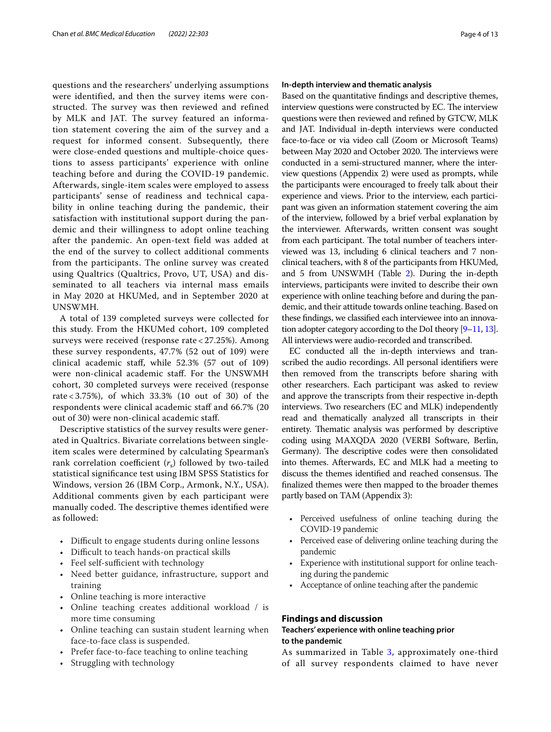questions and the researchers' underlying assumptions were identified, and then the survey items were constructed. The survey was then reviewed and refined by MLK and JAT. The survey featured an information statement covering the aim of the survey and a request for informed consent. Subsequently, there were close-ended questions and multiple-choice questions to assess participants' experience with online teaching before and during the COVID-19 pandemic. Afterwards, single-item scales were employed to assess participants' sense of readiness and technical capability in online teaching during the pandemic, their satisfaction with institutional support during the pandemic and their willingness to adopt online teaching after the pandemic. An open-text field was added at the end of the survey to collect additional comments from the participants. The online survey was created using Qualtrics (Qualtrics, Provo, UT, USA) and disseminated to all teachers via internal mass emails in May 2020 at HKUMed, and in September 2020 at UNSWMH.

A total of 139 completed surveys were collected for this study. From the HKUMed cohort, 109 completed surveys were received (response rate < 27.25%). Among these survey respondents, 47.7% (52 out of 109) were clinical academic staff, while 52.3% (57 out of 109) were non-clinical academic staff. For the UNSWMH cohort, 30 completed surveys were received (response rate < 3.75%), of which 33.3% (10 out of 30) of the respondents were clinical academic staff and 66.7% (20 out of 30) were non-clinical academic staff.

Descriptive statistics of the survey results were generated in Qualtrics. Bivariate correlations between single-item scales were determined by calculating Spearman's rank correlation coefficient ($r_s$) followed by two-tailed statistical significance test using IBM SPSS Statistics for Windows, version 26 (IBM Corp., Armonk, N.Y., USA). Additional comments given by each participant were manually coded. The descriptive themes identified were as followed:

- Difficult to engage students during online lessons
- Difficult to teach hands-on practical skills
- Feel self-sufficient with technology
- Need better guidance, infrastructure, support and training
- Online teaching is more interactive
- Online teaching creates additional workload / is more time consuming
- Online teaching can sustain student learning when face-to-face class is suspended.
- Prefer face-to-face teaching to online teaching
- Struggling with technology

### In-depth interview and thematic analysis

Based on the quantitative findings and descriptive themes, interview questions were constructed by EC. The interview questions were then reviewed and refined by GTCW, MLK and JAT. Individual in-depth interviews were conducted face-to-face or via video call (Zoom or Microsoft Teams) between May 2020 and October 2020. The interviews were conducted in a semi-structured manner, where the interview questions (Appendix 2) were used as prompts, while the participants were encouraged to freely talk about their experience and views. Prior to the interview, each participant was given an information statement covering the aim of the interview, followed by a brief verbal explanation by the interviewer. Afterwards, written consent was sought from each participant. The total number of teachers interviewed was 13, including 6 clinical teachers and 7 non-clinical teachers, with 8 of the participants from HKUMed, and 5 from UNSWMH (Table 2). During the in-depth interviews, participants were invited to describe their own experience with online teaching before and during the pandemic, and their attitude towards online teaching. Based on these findings, we classified each interviewee into an innovation adopter category according to the DoI theory [9–11, 13]. All interviews were audio-recorded and transcribed.

EC conducted all the in-depth interviews and transcribed the audio recordings. All personal identifiers were then removed from the transcripts before sharing with other researchers. Each participant was asked to review and approve the transcripts from their respective in-depth interviews. Two researchers (EC and MLK) independently read and thematically analyzed all transcripts in their entirety. Thematic analysis was performed by descriptive coding using MAXQDA 2020 (VERBI Software, Berlin, Germany). The descriptive codes were then consolidated into themes. Afterwards, EC and MLK had a meeting to discuss the themes identified and reached consensus. The finalized themes were then mapped to the broader themes partly based on TAM (Appendix 3):

- Perceived usefulness of online teaching during the COVID-19 pandemic
- Perceived ease of delivering online teaching during the pandemic
- Experience with institutional support for online teaching during the pandemic
- Acceptance of online teaching after the pandemic

## Findings and discussion

### Teachers' experience with online teaching prior to the pandemic

As summarized in Table 3, approximately one-third of all survey respondents claimed to have never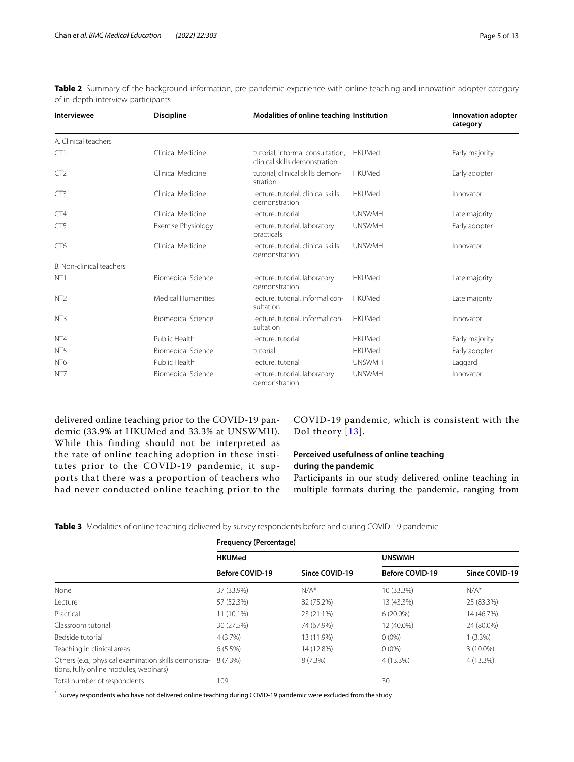**Table 2** Summary of the background information, pre-pandemic experience with online teaching and innovation adopter category of in-depth interview participants

| Interviewee | Discipline | Modalities of online teaching | Institution | Innovation adopter category |
|---|---|---|---|---|
| A. Clinical teachers | | | | |
| CT1 | Clinical Medicine | tutorial, informal consultation, clinical skills demonstration | HKUMed | Early majority |
| CT2 | Clinical Medicine | tutorial, clinical skills demonstration | HKUMed | Early adopter |
| CT3 | Clinical Medicine | lecture, tutorial, clinical skills demonstration | HKUMed | Innovator |
| CT4 | Clinical Medicine | lecture, tutorial | UNSWMH | Late majority |
| CT5 | Exercise Physiology | lecture, tutorial, laboratory practicals | UNSWMH | Early adopter |
| CT6 | Clinical Medicine | lecture, tutorial, clinical skills demonstration | UNSWMH | Innovator |
| B. Non-clinical teachers | | | | |
| NT1 | Biomedical Science | lecture, tutorial, laboratory demonstration | HKUMed | Late majority |
| NT2 | Medical Humanities | lecture, tutorial, informal consultation | HKUMed | Late majority |
| NT3 | Biomedical Science | lecture, tutorial, informal consultation | HKUMed | Innovator |
| NT4 | Public Health | lecture, tutorial | HKUMed | Early majority |
| NT5 | Biomedical Science | tutorial | HKUMed | Early adopter |
| NT6 | Public Health | lecture, tutorial | UNSWMH | Laggard |
| NT7 | Biomedical Science | lecture, tutorial, laboratory demonstration | UNSWMH | Innovator |

delivered online teaching prior to the COVID-19 pandemic (33.9% at HKUMed and 33.3% at UNSWMH). While this finding should not be interpreted as the rate of online teaching adoption in these institutes prior to the COVID-19 pandemic, it supports that there was a proportion of teachers who had never conducted online teaching prior to the COVID-19 pandemic, which is consistent with the DoI theory [13].

## Perceived usefulness of online teaching during the pandemic

Participants in our study delivered online teaching in multiple formats during the pandemic, ranging from

**Table 3** Modalities of online teaching delivered by survey respondents before and during COVID-19 pandemic

| | Frequency (Percentage) | | | |
|---|---|---|---|---|
| | HKUMed | | UNSWMH | |
| | Before COVID-19 | Since COVID-19 | Before COVID-19 | Since COVID-19 |
| None | 37 (33.9%) | N/A* | 10 (33.3%) | N/A* |
| Lecture | 57 (52.3%) | 82 (75.2%) | 13 (43.3%) | 25 (83.3%) |
| Practical | 11 (10.1%) | 23 (21.1%) | 6 (20.0%) | 14 (46.7%) |
| Classroom tutorial | 30 (27.5%) | 74 (67.9%) | 12 (40.0%) | 24 (80.0%) |
| Bedside tutorial | 4 (3.7%) | 13 (11.9%) | 0 (0%) | 1 (3.3%) |
| Teaching in clinical areas | 6 (5.5%) | 14 (12.8%) | 0 (0%) | 3 (10.0%) |
| Others (e.g., physical examination skills demonstrations, fully online modules, webinars) | 8 (7.3%) | 8 (7.3%) | 4 (13.3%) | 4 (13.3%) |
| Total number of respondents | 109 | | 30 | |

* Survey respondents who have not delivered online teaching during COVID-19 pandemic were excluded from the study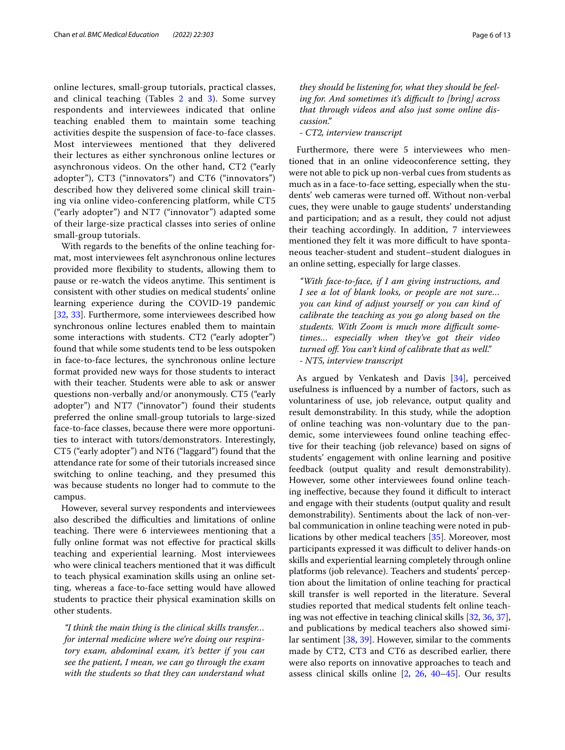online lectures, small-group tutorials, practical classes, and clinical teaching (Tables 2 and 3). Some survey respondents and interviewees indicated that online teaching enabled them to maintain some teaching activities despite the suspension of face-to-face classes. Most interviewees mentioned that they delivered their lectures as either synchronous online lectures or asynchronous videos. On the other hand, CT2 ("early adopter"), CT3 ("innovators") and CT6 ("innovators") described how they delivered some clinical skill training via online video-conferencing platform, while CT5 ("early adopter") and NT7 ("innovator") adapted some of their large-size practical classes into series of online small-group tutorials.

With regards to the benefits of the online teaching format, most interviewees felt asynchronous online lectures provided more flexibility to students, allowing them to pause or re-watch the videos anytime. This sentiment is consistent with other studies on medical students' online learning experience during the COVID-19 pandemic [32, 33]. Furthermore, some interviewees described how synchronous online lectures enabled them to maintain some interactions with students. CT2 ("early adopter") found that while some students tend to be less outspoken in face-to-face lectures, the synchronous online lecture format provided new ways for those students to interact with their teacher. Students were able to ask or answer questions non-verbally and/or anonymously. CT5 ("early adopter") and NT7 ("innovator") found their students preferred the online small-group tutorials to large-sized face-to-face classes, because there were more opportunities to interact with tutors/demonstrators. Interestingly, CT5 ("early adopter") and NT6 ("laggard") found that the attendance rate for some of their tutorials increased since switching to online teaching, and they presumed this was because students no longer had to commute to the campus.

However, several survey respondents and interviewees also described the difficulties and limitations of online teaching. There were 6 interviewees mentioning that a fully online format was not effective for practical skills teaching and experiential learning. Most interviewees who were clinical teachers mentioned that it was difficult to teach physical examination skills using an online setting, whereas a face-to-face setting would have allowed students to practice their physical examination skills on other students.

> *"I think the main thing is the clinical skills transfer... for internal medicine where we're doing our respiratory exam, abdominal exam, it's better if you can see the patient, I mean, we can go through the exam with the students so that they can understand what they should be listening for, what they should be feeling for. And sometimes it's difficult to [bring] across that through videos and also just some online discussion."*
> *- CT2, interview transcript*

Furthermore, there were 5 interviewees who mentioned that in an online videoconference setting, they were not able to pick up non-verbal cues from students as much as in a face-to-face setting, especially when the students' web cameras were turned off. Without non-verbal cues, they were unable to gauge students' understanding and participation; and as a result, they could not adjust their teaching accordingly. In addition, 7 interviewees mentioned they felt it was more difficult to have spontaneous teacher-student and student–student dialogues in an online setting, especially for large classes.

> *"With face-to-face, if I am giving instructions, and I see a lot of blank looks, or people are not sure... you can kind of adjust yourself or you can kind of calibrate the teaching as you go along based on the students. With Zoom is much more difficult sometimes... especially when they've got their video turned off. You can't kind of calibrate that as well."*
> *- NT5, interview transcript*

As argued by Venkatesh and Davis [34], perceived usefulness is influenced by a number of factors, such as voluntariness of use, job relevance, output quality and result demonstrability. In this study, while the adoption of online teaching was non-voluntary due to the pandemic, some interviewees found online teaching effective for their teaching (job relevance) based on signs of students' engagement with online learning and positive feedback (output quality and result demonstrability). However, some other interviewees found online teaching ineffective, because they found it difficult to interact and engage with their students (output quality and result demonstrability). Sentiments about the lack of non-verbal communication in online teaching were noted in publications by other medical teachers [35]. Moreover, most participants expressed it was difficult to deliver hands-on skills and experiential learning completely through online platforms (job relevance). Teachers and students' perception about the limitation of online teaching for practical skill transfer is well reported in the literature. Several studies reported that medical students felt online teaching was not effective in teaching clinical skills [32, 36, 37], and publications by medical teachers also showed similar sentiment [38, 39]. However, similar to the comments made by CT2, CT3 and CT6 as described earlier, there were also reports on innovative approaches to teach and assess clinical skills online [2, 26, 40–45]. Our results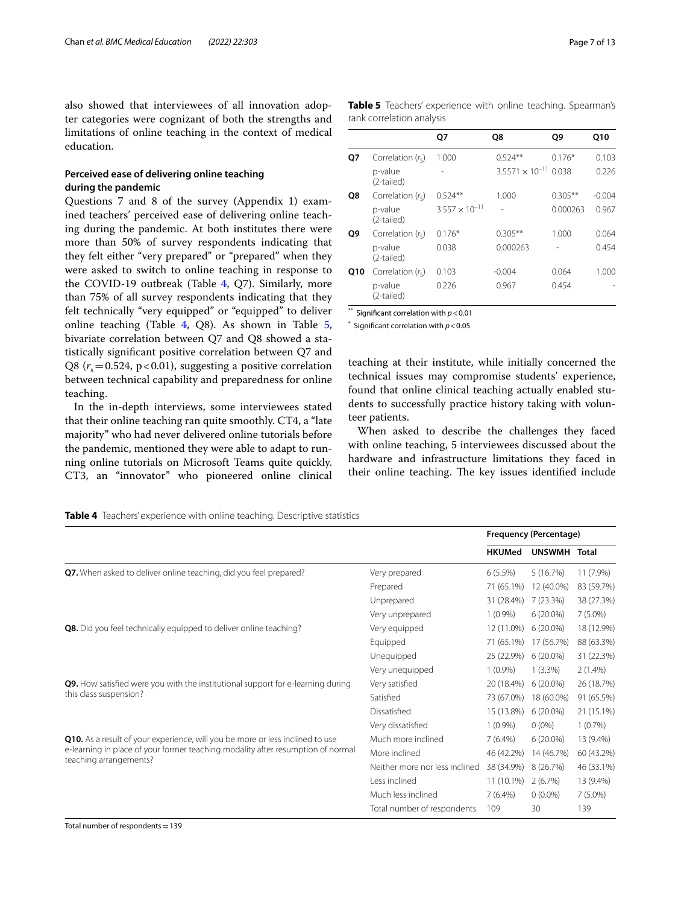also showed that interviewees of all innovation adopter categories were cognizant of both the strengths and limitations of online teaching in the context of medical education.

### Perceived ease of delivering online teaching during the pandemic

Questions 7 and 8 of the survey (Appendix 1) examined teachers' perceived ease of delivering online teaching during the pandemic. At both institutes there were more than 50% of survey respondents indicating that they felt either "very prepared" or "prepared" when they were asked to switch to online teaching in response to the COVID-19 outbreak (Table 4, Q7). Similarly, more than 75% of all survey respondents indicating that they felt technically "very equipped" or "equipped" to deliver online teaching (Table 4, Q8). As shown in Table 5, bivariate correlation between Q7 and Q8 showed a statistically significant positive correlation between Q7 and Q8 ($r_s = 0.524$, $p < 0.01$), suggesting a positive correlation between technical capability and preparedness for online teaching.

In the in-depth interviews, some interviewees stated that their online teaching ran quite smoothly. CT4, a "late majority" who had never delivered online tutorials before the pandemic, mentioned they were able to adapt to running online tutorials on Microsoft Teams quite quickly. CT3, an "innovator" who pioneered online clinical teaching at their institute, while initially concerned the technical issues may compromise students' experience, found that online clinical teaching actually enabled students to successfully practice history taking with volunteer patients.

When asked to describe the challenges they faced with online teaching, 5 interviewees discussed about the hardware and infrastructure limitations they faced in their online teaching. The key issues identified include

**Table 5** Teachers' experience with online teaching. Spearman's rank correlation analysis

| | | Q7 | Q8 | Q9 | Q10 |
|---|---|---|---|---|---|
| **Q7** | Correlation ($r_s$) | 1.000 | 0.524** | 0.176* | 0.103 |
| | p-value (2-tailed) | - | $3.5571 \times 10^{-11}$ | 0.038 | 0.226 |
| **Q8** | Correlation ($r_s$) | 0.524** | 1.000 | 0.305** | -0.004 |
| | p-value (2-tailed) | $3.557 \times 10^{-11}$ | - | 0.000263 | 0.967 |
| **Q9** | Correlation ($r_s$) | 0.176* | 0.305** | 1.000 | 0.064 |
| | p-value (2-tailed) | 0.038 | 0.000263 | - | 0.454 |
| **Q10** | Correlation ($r_s$) | 0.103 | -0.004 | 0.064 | 1.000 |
| | p-value (2-tailed) | 0.226 | 0.967 | 0.454 | - |

** Significant correlation with $p < 0.01$

* Significant correlation with $p < 0.05$

**Table 4** Teachers' experience with online teaching. Descriptive statistics

| | | Frequency (Percentage) | | |
|---|---|---|---|---|
| | | **HKUMed** | **UNSWMH** | **Total** |
| **Q7.** When asked to deliver online teaching, did you feel prepared? | Very prepared | 6 (5.5%) | 5 (16.7%) | 11 (7.9%) |
| | Prepared | 71 (65.1%) | 12 (40.0%) | 83 (59.7%) |
| | Unprepared | 31 (28.4%) | 7 (23.3%) | 38 (27.3%) |
| | Very unprepared | 1 (0.9%) | 6 (20.0%) | 7 (5.0%) |
| **Q8.** Did you feel technically equipped to deliver online teaching? | Very equipped | 12 (11.0%) | 6 (20.0%) | 18 (12.9%) |
| | Equipped | 71 (65.1%) | 17 (56.7%) | 88 (63.3%) |
| | Unequipped | 25 (22.9%) | 6 (20.0%) | 31 (22.3%) |
| | Very unequipped | 1 (0.9%) | 1 (3.3%) | 2 (1.4%) |
| **Q9.** How satisfied were you with the institutional support for e-learning during this class suspension? | Very satisfied | 20 (18.4%) | 6 (20.0%) | 26 (18.7%) |
| | Satisfied | 73 (67.0%) | 18 (60.0%) | 91 (65.5%) |
| | Dissatisfied | 15 (13.8%) | 6 (20.0%) | 21 (15.1%) |
| | Very dissatisfied | 1 (0.9%) | 0 (0%) | 1 (0.7%) |
| **Q10.** As a result of your experience, will you be more or less inclined to use e-learning in place of your former teaching modality after resumption of normal teaching arrangements? | Much more inclined | 7 (6.4%) | 6 (20.0%) | 13 (9.4%) |
| | More inclined | 46 (42.2%) | 14 (46.7%) | 60 (43.2%) |
| | Neither more nor less inclined | 38 (34.9%) | 8 (26.7%) | 46 (33.1%) |
| | Less inclined | 11 (10.1%) | 2 (6.7%) | 13 (9.4%) |
| | Much less inclined | 7 (6.4%) | 0 (0.0%) | 7 (5.0%) |
| | Total number of respondents | 109 | 30 | 139 |

Total number of respondents = 139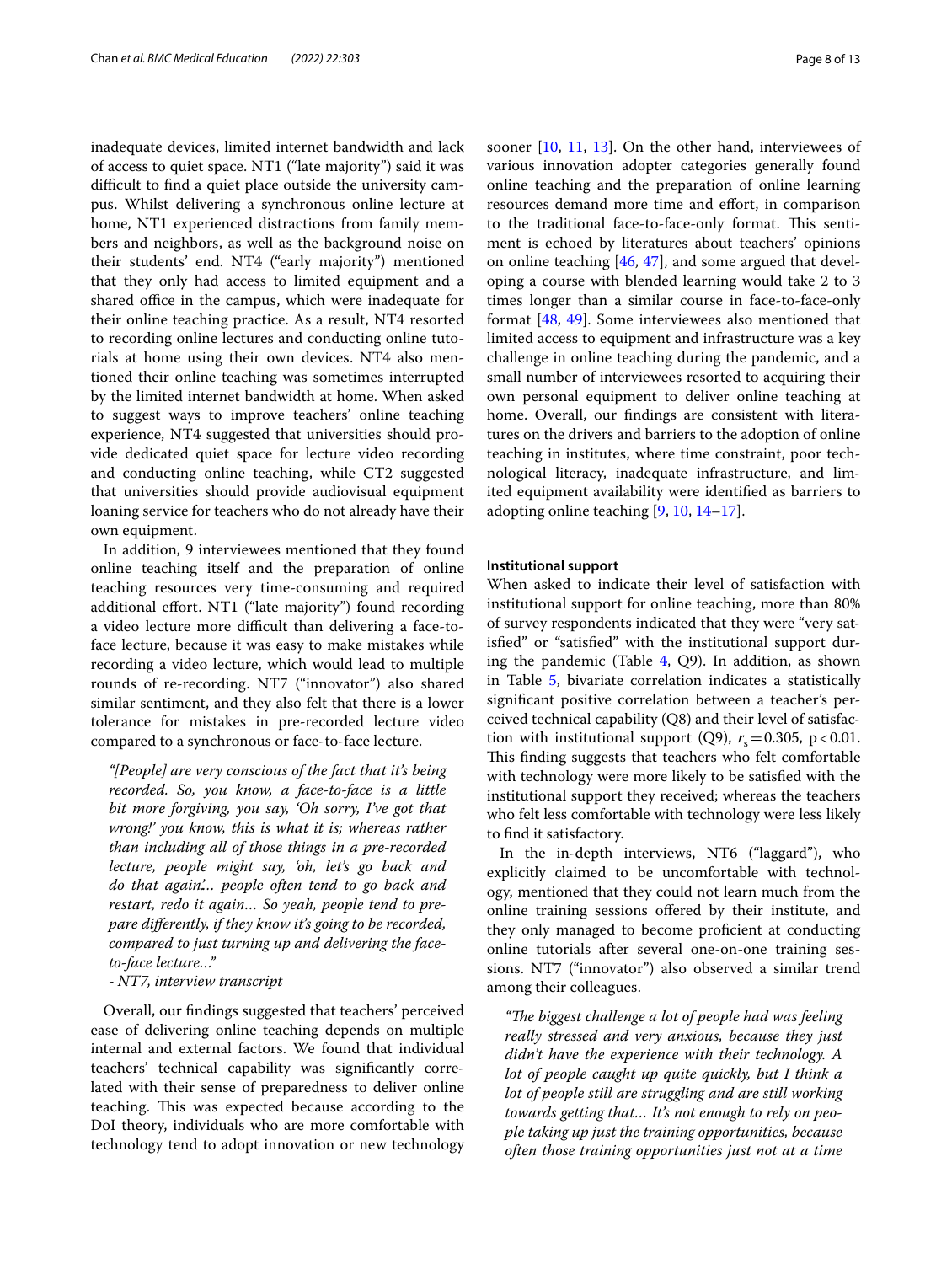inadequate devices, limited internet bandwidth and lack of access to quiet space. NT1 ("late majority") said it was difficult to find a quiet place outside the university campus. Whilst delivering a synchronous online lecture at home, NT1 experienced distractions from family members and neighbors, as well as the background noise on their students' end. NT4 ("early majority") mentioned that they only had access to limited equipment and a shared office in the campus, which were inadequate for their online teaching practice. As a result, NT4 resorted to recording online lectures and conducting online tutorials at home using their own devices. NT4 also mentioned their online teaching was sometimes interrupted by the limited internet bandwidth at home. When asked to suggest ways to improve teachers' online teaching experience, NT4 suggested that universities should provide dedicated quiet space for lecture video recording and conducting online teaching, while CT2 suggested that universities should provide audiovisual equipment loaning service for teachers who do not already have their own equipment.

In addition, 9 interviewees mentioned that they found online teaching itself and the preparation of online teaching resources very time-consuming and required additional effort. NT1 ("late majority") found recording a video lecture more difficult than delivering a face-to-face lecture, because it was easy to make mistakes while recording a video lecture, which would lead to multiple rounds of re-recording. NT7 ("innovator") also shared similar sentiment, and they also felt that there is a lower tolerance for mistakes in pre-recorded lecture video compared to a synchronous or face-to-face lecture.

> *"[People] are very conscious of the fact that it's being recorded. So, you know, a face-to-face is a little bit more forgiving, you say, 'Oh sorry, I've got that wrong!' you know, this is what it is; whereas rather than including all of those things in a pre-recorded lecture, people might say, 'oh, let's go back and do that again'... people often tend to go back and restart, redo it again... So yeah, people tend to prepare differently, if they know it's going to be recorded, compared to just turning up and delivering the face-to-face lecture..."*
>
> *- NT7, interview transcript*

Overall, our findings suggested that teachers' perceived ease of delivering online teaching depends on multiple internal and external factors. We found that individual teachers' technical capability was significantly correlated with their sense of preparedness to deliver online teaching. This was expected because according to the DoI theory, individuals who are more comfortable with technology tend to adopt innovation or new technology sooner [10, 11, 13]. On the other hand, interviewees of various innovation adopter categories generally found online teaching and the preparation of online learning resources demand more time and effort, in comparison to the traditional face-to-face-only format. This sentiment is echoed by literatures about teachers' opinions on online teaching [46, 47], and some argued that developing a course with blended learning would take 2 to 3 times longer than a similar course in face-to-face-only format [48, 49]. Some interviewees also mentioned that limited access to equipment and infrastructure was a key challenge in online teaching during the pandemic, and a small number of interviewees resorted to acquiring their own personal equipment to deliver online teaching at home. Overall, our findings are consistent with literatures on the drivers and barriers to the adoption of online teaching in institutes, where time constraint, poor technological literacy, inadequate infrastructure, and limited equipment availability were identified as barriers to adopting online teaching [9, 10, 14–17].

#### Institutional support

When asked to indicate their level of satisfaction with institutional support for online teaching, more than 80% of survey respondents indicated that they were "very satisfied" or "satisfied" with the institutional support during the pandemic (Table 4, Q9). In addition, as shown in Table 5, bivariate correlation indicates a statistically significant positive correlation between a teacher's perceived technical capability (Q8) and their level of satisfaction with institutional support (Q9), $r_s = 0.305$, $p < 0.01$. This finding suggests that teachers who felt comfortable with technology were more likely to be satisfied with the institutional support they received; whereas the teachers who felt less comfortable with technology were less likely to find it satisfactory.

In the in-depth interviews, NT6 ("laggard"), who explicitly claimed to be uncomfortable with technology, mentioned that they could not learn much from the online training sessions offered by their institute, and they only managed to become proficient at conducting online tutorials after several one-on-one training sessions. NT7 ("innovator") also observed a similar trend among their colleagues.

> *"The biggest challenge a lot of people had was feeling really stressed and very anxious, because they just didn't have the experience with their technology. A lot of people caught up quite quickly, but I think a lot of people still are struggling and are still working towards getting that... It's not enough to rely on people taking up just the training opportunities, because often those training opportunities just not at a time*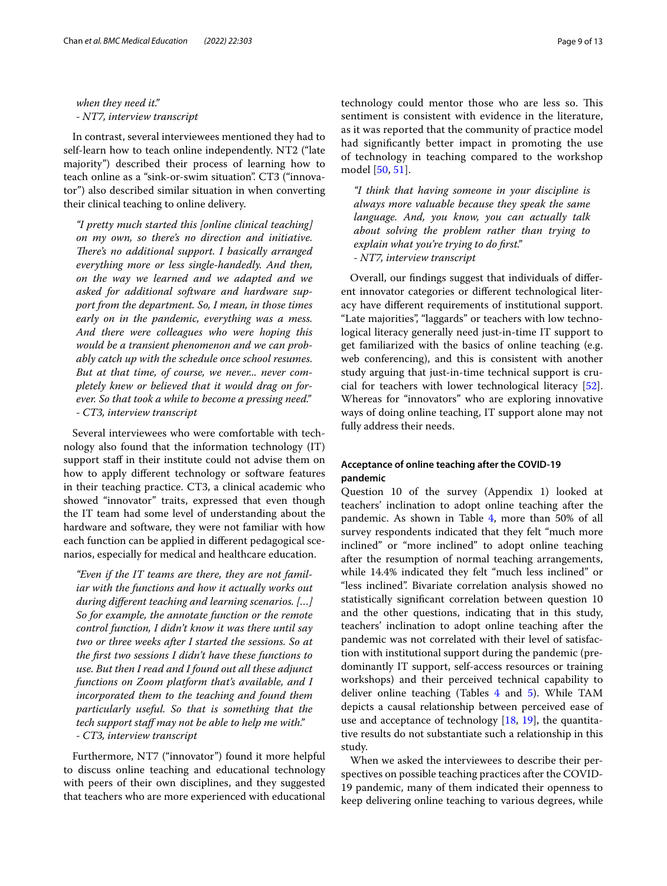*when they need it."*
*- NT7, interview transcript*

In contrast, several interviewees mentioned they had to self-learn how to teach online independently. NT2 ("late majority") described their process of learning how to teach online as a "sink-or-swim situation". CT3 ("innovator") also described similar situation in when converting their clinical teaching to online delivery.

> *"I pretty much started this [online clinical teaching] on my own, so there's no direction and initiative. There's no additional support. I basically arranged everything more or less single-handedly. And then, on the way we learned and we adapted and we asked for additional software and hardware support from the department. So, I mean, in those times early on in the pandemic, everything was a mess. And there were colleagues who were hoping this would be a transient phenomenon and we can probably catch up with the schedule once school resumes. But at that time, of course, we never... never completely knew or believed that it would drag on forever. So that took a while to become a pressing need."*
> *- CT3, interview transcript*

Several interviewees who were comfortable with technology also found that the information technology (IT) support staff in their institute could not advise them on how to apply different technology or software features in their teaching practice. CT3, a clinical academic who showed "innovator" traits, expressed that even though the IT team had some level of understanding about the hardware and software, they were not familiar with how each function can be applied in different pedagogical scenarios, especially for medical and healthcare education.

> *"Even if the IT teams are there, they are not familiar with the functions and how it actually works out during different teaching and learning scenarios. [...] So for example, the annotate function or the remote control function, I didn't know it was there until say two or three weeks after I started the sessions. So at the first two sessions I didn't have these functions to use. But then I read and I found out all these adjunct functions on Zoom platform that's available, and I incorporated them to the teaching and found them particularly useful. So that is something that the tech support staff may not be able to help me with."*
> *- CT3, interview transcript*

Furthermore, NT7 ("innovator") found it more helpful to discuss online teaching and educational technology with peers of their own disciplines, and they suggested that teachers who are more experienced with educational technology could mentor those who are less so. This sentiment is consistent with evidence in the literature, as it was reported that the community of practice model had significantly better impact in promoting the use of technology in teaching compared to the workshop model [50, 51].

> *"I think that having someone in your discipline is always more valuable because they speak the same language. And, you know, you can actually talk about solving the problem rather than trying to explain what you're trying to do first."*
> *- NT7, interview transcript*

Overall, our findings suggest that individuals of different innovator categories or different technological literacy have different requirements of institutional support. "Late majorities", "laggards" or teachers with low technological literacy generally need just-in-time IT support to get familiarized with the basics of online teaching (e.g. web conferencing), and this is consistent with another study arguing that just-in-time technical support is crucial for teachers with lower technological literacy [52]. Whereas for "innovators" who are exploring innovative ways of doing online teaching, IT support alone may not fully address their needs.

### Acceptance of online teaching after the COVID-19 pandemic

Question 10 of the survey (Appendix 1) looked at teachers' inclination to adopt online teaching after the pandemic. As shown in Table 4, more than 50% of all survey respondents indicated that they felt "much more inclined" or "more inclined" to adopt online teaching after the resumption of normal teaching arrangements, while 14.4% indicated they felt "much less inclined" or "less inclined". Bivariate correlation analysis showed no statistically significant correlation between question 10 and the other questions, indicating that in this study, teachers' inclination to adopt online teaching after the pandemic was not correlated with their level of satisfaction with institutional support during the pandemic (predominantly IT support, self-access resources or training workshops) and their perceived technical capability to deliver online teaching (Tables 4 and 5). While TAM depicts a causal relationship between perceived ease of use and acceptance of technology [18, 19], the quantitative results do not substantiate such a relationship in this study.

When we asked the interviewees to describe their perspectives on possible teaching practices after the COVID-19 pandemic, many of them indicated their openness to keep delivering online teaching to various degrees, while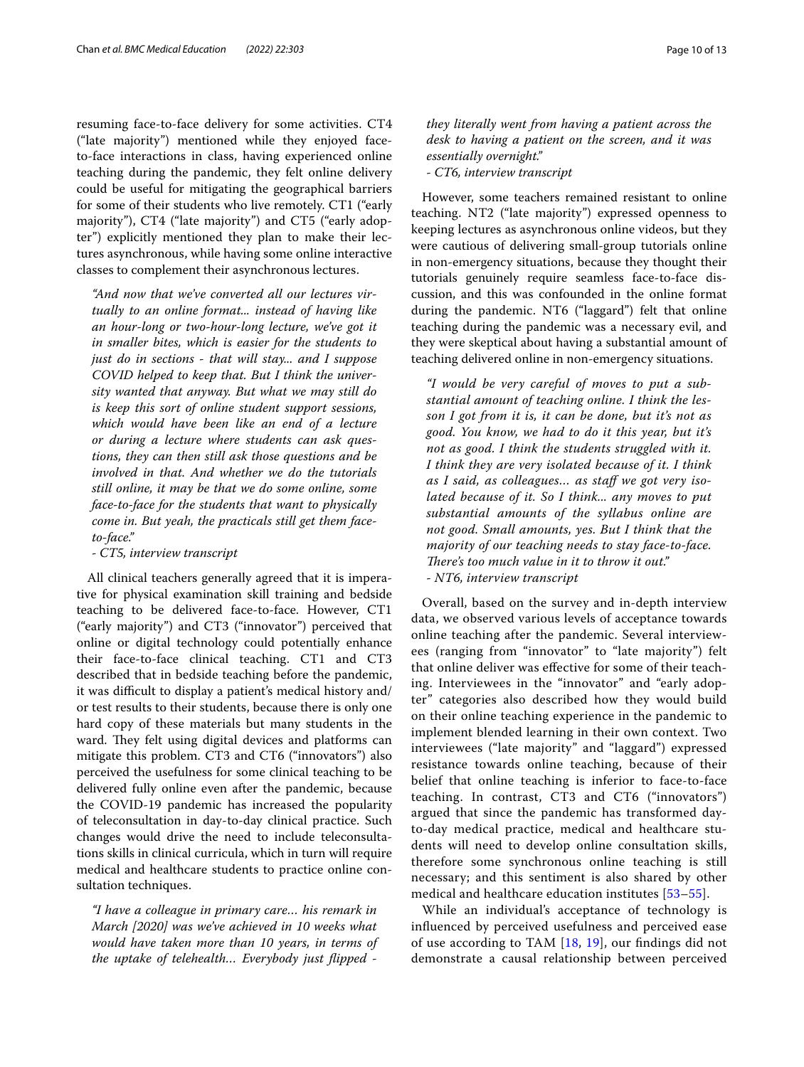resuming face-to-face delivery for some activities. CT4 ("late majority") mentioned while they enjoyed face-to-face interactions in class, having experienced online teaching during the pandemic, they felt online delivery could be useful for mitigating the geographical barriers for some of their students who live remotely. CT1 ("early majority"), CT4 ("late majority") and CT5 ("early adopter") explicitly mentioned they plan to make their lectures asynchronous, while having some online interactive classes to complement their asynchronous lectures.

> *"And now that we've converted all our lectures virtually to an online format... instead of having like an hour-long or two-hour-long lecture, we've got it in smaller bites, which is easier for the students to just do in sections - that will stay... and I suppose COVID helped to keep that. But I think the university wanted that anyway. But what we may still do is keep this sort of online student support sessions, which would have been like an end of a lecture or during a lecture where students can ask questions, they can then still ask those questions and be involved in that. And whether we do the tutorials still online, it may be that we do some online, some face-to-face for the students that want to physically come in. But yeah, the practicals still get them face-to-face."*
> *- CT5, interview transcript*

All clinical teachers generally agreed that it is imperative for physical examination skill training and bedside teaching to be delivered face-to-face. However, CT1 ("early majority") and CT3 ("innovator") perceived that online or digital technology could potentially enhance their face-to-face clinical teaching. CT1 and CT3 described that in bedside teaching before the pandemic, it was difficult to display a patient's medical history and/or test results to their students, because there is only one hard copy of these materials but many students in the ward. They felt using digital devices and platforms can mitigate this problem. CT3 and CT6 ("innovators") also perceived the usefulness for some clinical teaching to be delivered fully online even after the pandemic, because the COVID-19 pandemic has increased the popularity of teleconsultation in day-to-day clinical practice. Such changes would drive the need to include teleconsultations skills in clinical curricula, which in turn will require medical and healthcare students to practice online consultation techniques.

> *"I have a colleague in primary care… his remark in March [2020] was we've achieved in 10 weeks what would have taken more than 10 years, in terms of the uptake of telehealth… Everybody just flipped - they literally went from having a patient across the desk to having a patient on the screen, and it was essentially overnight."*
> *- CT6, interview transcript*

However, some teachers remained resistant to online teaching. NT2 ("late majority") expressed openness to keeping lectures as asynchronous online videos, but they were cautious of delivering small-group tutorials online in non-emergency situations, because they thought their tutorials genuinely require seamless face-to-face discussion, and this was confounded in the online format during the pandemic. NT6 ("laggard") felt that online teaching during the pandemic was a necessary evil, and they were skeptical about having a substantial amount of teaching delivered online in non-emergency situations.

> *"I would be very careful of moves to put a substantial amount of teaching online. I think the lesson I got from it is, it can be done, but it's not as good. You know, we had to do it this year, but it's not as good. I think the students struggled with it. I think they are very isolated because of it. I think as I said, as colleagues… as staff we got very isolated because of it. So I think... any moves to put substantial amounts of the syllabus online are not good. Small amounts, yes. But I think that the majority of our teaching needs to stay face-to-face. There's too much value in it to throw it out."*
> *- NT6, interview transcript*

Overall, based on the survey and in-depth interview data, we observed various levels of acceptance towards online teaching after the pandemic. Several interviewees (ranging from "innovator" to "late majority") felt that online deliver was effective for some of their teaching. Interviewees in the "innovator" and "early adopter" categories also described how they would build on their online teaching experience in the pandemic to implement blended learning in their own context. Two interviewees ("late majority" and "laggard") expressed resistance towards online teaching, because of their belief that online teaching is inferior to face-to-face teaching. In contrast, CT3 and CT6 ("innovators") argued that since the pandemic has transformed day-to-day medical practice, medical and healthcare students will need to develop online consultation skills, therefore some synchronous online teaching is still necessary; and this sentiment is also shared by other medical and healthcare education institutes [53–55].

While an individual's acceptance of technology is influenced by perceived usefulness and perceived ease of use according to TAM [18, 19], our findings did not demonstrate a causal relationship between perceived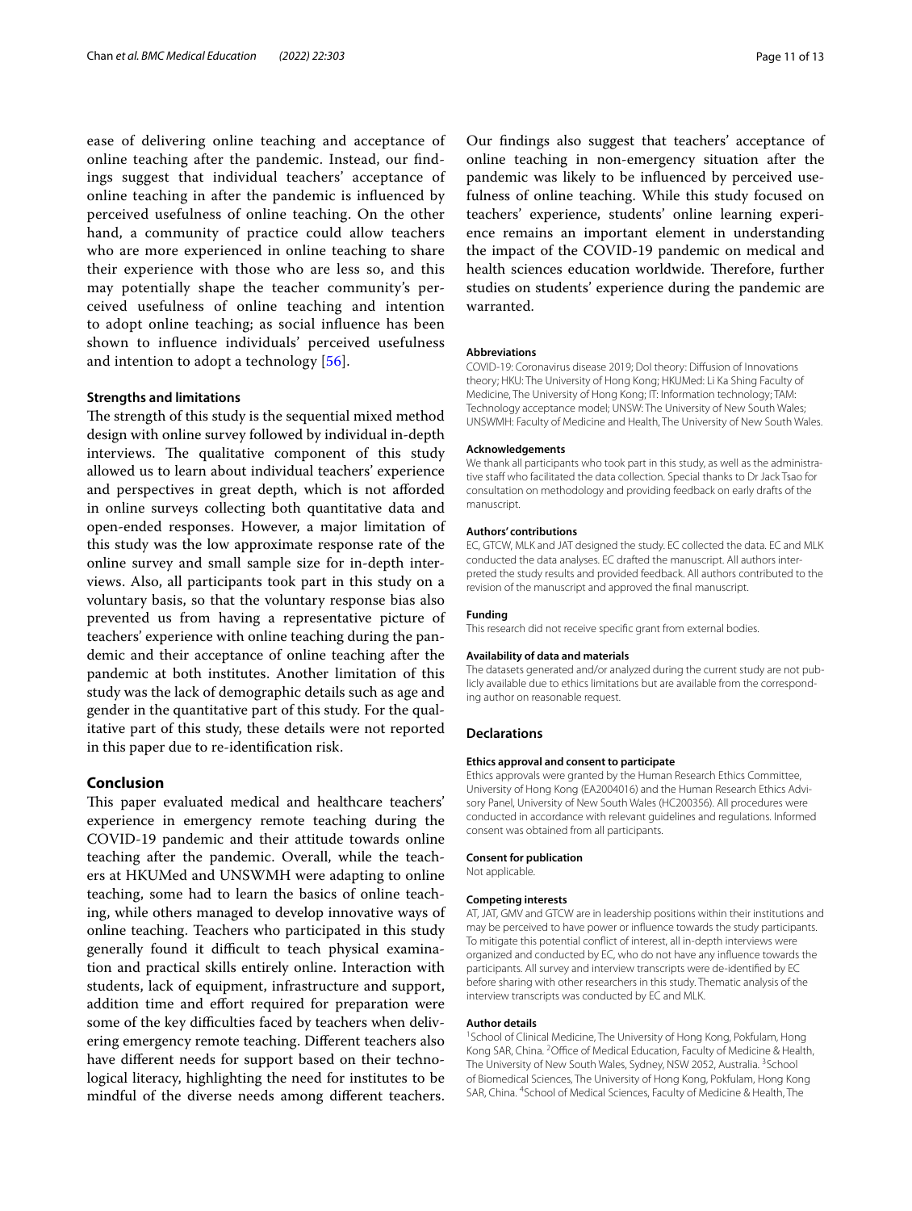ease of delivering online teaching and acceptance of online teaching after the pandemic. Instead, our findings suggest that individual teachers' acceptance of online teaching in after the pandemic is influenced by perceived usefulness of online teaching. On the other hand, a community of practice could allow teachers who are more experienced in online teaching to share their experience with those who are less so, and this may potentially shape the teacher community's perceived usefulness of online teaching and intention to adopt online teaching; as social influence has been shown to influence individuals' perceived usefulness and intention to adopt a technology [56].

### Strengths and limitations

The strength of this study is the sequential mixed method design with online survey followed by individual in-depth interviews. The qualitative component of this study allowed us to learn about individual teachers' experience and perspectives in great depth, which is not afforded in online surveys collecting both quantitative data and open-ended responses. However, a major limitation of this study was the low approximate response rate of the online survey and small sample size for in-depth interviews. Also, all participants took part in this study on a voluntary basis, so that the voluntary response bias also prevented us from having a representative picture of teachers' experience with online teaching during the pandemic and their acceptance of online teaching after the pandemic at both institutes. Another limitation of this study was the lack of demographic details such as age and gender in the quantitative part of this study. For the qualitative part of this study, these details were not reported in this paper due to re-identification risk.

## Conclusion

This paper evaluated medical and healthcare teachers' experience in emergency remote teaching during the COVID-19 pandemic and their attitude towards online teaching after the pandemic. Overall, while the teachers at HKUMed and UNSWMH were adapting to online teaching, some had to learn the basics of online teaching, while others managed to develop innovative ways of online teaching. Teachers who participated in this study generally found it difficult to teach physical examination and practical skills entirely online. Interaction with students, lack of equipment, infrastructure and support, addition time and effort required for preparation were some of the key difficulties faced by teachers when delivering emergency remote teaching. Different teachers also have different needs for support based on their technological literacy, highlighting the need for institutes to be mindful of the diverse needs among different teachers. Our findings also suggest that teachers' acceptance of online teaching in non-emergency situation after the pandemic was likely to be influenced by perceived usefulness of online teaching. While this study focused on teachers' experience, students' online learning experience remains an important element in understanding the impact of the COVID-19 pandemic on medical and health sciences education worldwide. Therefore, further studies on students' experience during the pandemic are warranted.

#### Abbreviations

COVID-19: Coronavirus disease 2019; DoI theory: Diffusion of Innovations theory; HKU: The University of Hong Kong; HKUMed: Li Ka Shing Faculty of Medicine, The University of Hong Kong; IT: Information technology; TAM: Technology acceptance model; UNSW: The University of New South Wales; UNSWMH: Faculty of Medicine and Health, The University of New South Wales.

#### Acknowledgements

We thank all participants who took part in this study, as well as the administrative staff who facilitated the data collection. Special thanks to Dr Jack Tsao for consultation on methodology and providing feedback on early drafts of the manuscript.

#### Authors' contributions

EC, GTCW, MLK and JAT designed the study. EC collected the data. EC and MLK conducted the data analyses. EC drafted the manuscript. All authors interpreted the study results and provided feedback. All authors contributed to the revision of the manuscript and approved the final manuscript.

#### Funding

This research did not receive specific grant from external bodies.

#### Availability of data and materials

The datasets generated and/or analyzed during the current study are not publicly available due to ethics limitations but are available from the corresponding author on reasonable request.

### Declarations

#### Ethics approval and consent to participate

Ethics approvals were granted by the Human Research Ethics Committee, University of Hong Kong (EA2004016) and the Human Research Ethics Advisory Panel, University of New South Wales (HC200356). All procedures were conducted in accordance with relevant guidelines and regulations. Informed consent was obtained from all participants.

#### Consent for publication

Not applicable.

#### Competing interests

AT, JAT, GMV and GTCW are in leadership positions within their institutions and may be perceived to have power or influence towards the study participants. To mitigate this potential conflict of interest, all in-depth interviews were organized and conducted by EC, who do not have any influence towards the participants. All survey and interview transcripts were de-identified by EC before sharing with other researchers in this study. Thematic analysis of the interview transcripts was conducted by EC and MLK.

#### Author details

[1]School of Clinical Medicine, The University of Hong Kong, Pokfulam, Hong Kong SAR, China. [2]Office of Medical Education, Faculty of Medicine & Health, The University of New South Wales, Sydney, NSW 2052, Australia. [3]School of Biomedical Sciences, The University of Hong Kong, Pokfulam, Hong Kong SAR, China. [4]School of Medical Sciences, Faculty of Medicine & Health, The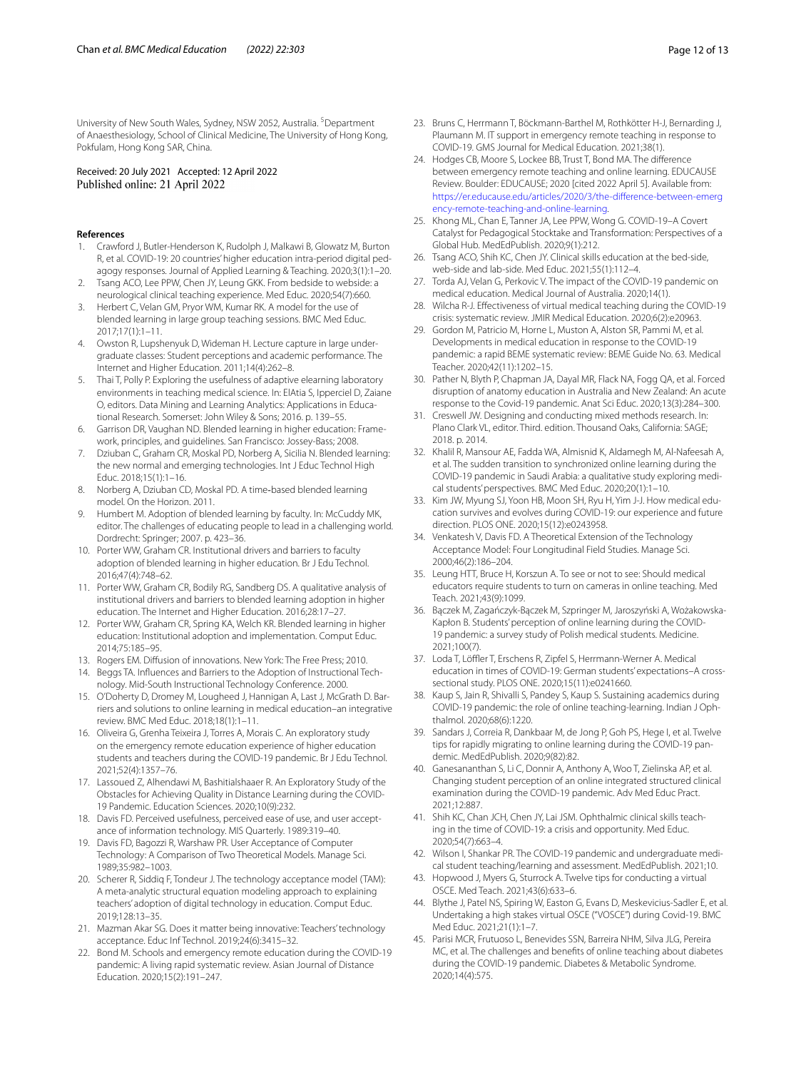University of New South Wales, Sydney, NSW 2052, Australia. [5]Department of Anaesthesiology, School of Clinical Medicine, The University of Hong Kong, Pokfulam, Hong Kong SAR, China.

Received: 20 July 2021 Accepted: 12 April 2022
Published online: 21 April 2022

## References

1. Crawford J, Butler-Henderson K, Rudolph J, Malkawi B, Glowatz M, Burton R, et al. COVID-19: 20 countries' higher education intra-period digital pedagogy responses. Journal of Applied Learning & Teaching. 2020;3(1):1–20.
2. Tsang ACO, Lee PPW, Chen JY, Leung GKK. From bedside to webside: a neurological clinical teaching experience. Med Educ. 2020;54(7):660.
3. Herbert C, Velan GM, Pryor WM, Kumar RK. A model for the use of blended learning in large group teaching sessions. BMC Med Educ. 2017;17(1):1–11.
4. Owston R, Lupshenyuk D, Wideman H. Lecture capture in large undergraduate classes: Student perceptions and academic performance. The Internet and Higher Education. 2011;14(4):262–8.
5. Thai T, Polly P. Exploring the usefulness of adaptive elearning laboratory environments in teaching medical science. In: ElAtia S, Ipperciel D, Zaiane O, editors. Data Mining and Learning Analytics: Applications in Educational Research. Somerset: John Wiley & Sons; 2016. p. 139–55.
6. Garrison DR, Vaughan ND. Blended learning in higher education: Framework, principles, and guidelines. San Francisco: Jossey-Bass; 2008.
7. Dziuban C, Graham CR, Moskal PD, Norberg A, Sicilia N. Blended learning: the new normal and emerging technologies. Int J Educ Technol High Educ. 2018;15(1):1–16.
8. Norberg A, Dziuban CD, Moskal PD. A time-based blended learning model. On the Horizon. 2011.
9. Humbert M. Adoption of blended learning by faculty. In: McCuddy MK, editor. The challenges of educating people to lead in a challenging world. Dordrecht: Springer; 2007. p. 423–36.
10. Porter WW, Graham CR. Institutional drivers and barriers to faculty adoption of blended learning in higher education. Br J Edu Technol. 2016;47(4):748–62.
11. Porter WW, Graham CR, Bodily RG, Sandberg DS. A qualitative analysis of institutional drivers and barriers to blended learning adoption in higher education. The Internet and Higher Education. 2016;28:17–27.
12. Porter WW, Graham CR, Spring KA, Welch KR. Blended learning in higher education: Institutional adoption and implementation. Comput Educ. 2014;75:185–95.
13. Rogers EM. Diffusion of innovations. New York: The Free Press; 2010.
14. Beggs TA. Influences and Barriers to the Adoption of Instructional Technology. Mid-South Instructional Technology Conference. 2000.
15. O'Doherty D, Dromey M, Lougheed J, Hannigan A, Last J, McGrath D. Barriers and solutions to online learning in medical education–an integrative review. BMC Med Educ. 2018;18(1):1–11.
16. Oliveira G, Grenha Teixeira J, Torres A, Morais C. An exploratory study on the emergency remote education experience of higher education students and teachers during the COVID-19 pandemic. Br J Edu Technol. 2021;52(4):1357–76.
17. Lassoued Z, Alhendawi M, Bashitialshaaer R. An Exploratory Study of the Obstacles for Achieving Quality in Distance Learning during the COVID-19 Pandemic. Education Sciences. 2020;10(9):232.
18. Davis FD. Perceived usefulness, perceived ease of use, and user acceptance of information technology. MIS Quarterly. 1989:319–40.
19. Davis FD, Bagozzi R, Warshaw PR. User Acceptance of Computer Technology: A Comparison of Two Theoretical Models. Manage Sci. 1989;35:982–1003.
20. Scherer R, Siddiq F, Tondeur J. The technology acceptance model (TAM): A meta-analytic structural equation modeling approach to explaining teachers' adoption of digital technology in education. Comput Educ. 2019;128:13–35.
21. Mazman Akar SG. Does it matter being innovative: Teachers' technology acceptance. Educ Inf Technol. 2019;24(6):3415–32.
22. Bond M. Schools and emergency remote education during the COVID-19 pandemic: A living rapid systematic review. Asian Journal of Distance Education. 2020;15(2):191–247.
23. Bruns C, Herrmann T, Böckmann-Barthel M, Rothkötter H-J, Bernarding J, Plaumann M. IT support in emergency remote teaching in response to COVID-19. GMS Journal for Medical Education. 2021;38(1).
24. Hodges CB, Moore S, Lockee BB, Trust T, Bond MA. The difference between emergency remote teaching and online learning. EDUCAUSE Review. Boulder: EDUCAUSE; 2020 [cited 2022 April 5]. Available from: https://er.educause.edu/articles/2020/3/the-difference-between-emergency-remote-teaching-and-online-learning.
25. Khong ML, Chan E, Tanner JA, Lee PPW, Wong G. COVID-19–A Covert Catalyst for Pedagogical Stocktake and Transformation: Perspectives of a Global Hub. MedEdPublish. 2020;9(1):212.
26. Tsang ACO, Shih KC, Chen JY. Clinical skills education at the bed-side, web-side and lab-side. Med Educ. 2021;55(1):112–4.
27. Torda AJ, Velan G, Perkovic V. The impact of the COVID-19 pandemic on medical education. Medical Journal of Australia. 2020;14(1).
28. Wilcha R-J. Effectiveness of virtual medical teaching during the COVID-19 crisis: systematic review. JMIR Medical Education. 2020;6(2):e20963.
29. Gordon M, Patricio M, Horne L, Muston A, Alston SR, Pammi M, et al. Developments in medical education in response to the COVID-19 pandemic: a rapid BEME systematic review: BEME Guide No. 63. Medical Teacher. 2020;42(11):1202–15.
30. Pather N, Blyth P, Chapman JA, Dayal MR, Flack NA, Fogg QA, et al. Forced disruption of anatomy education in Australia and New Zealand: An acute response to the Covid-19 pandemic. Anat Sci Educ. 2020;13(3):284–300.
31. Creswell JW. Designing and conducting mixed methods research. In: Plano Clark VL, editor. Third. edition. Thousand Oaks, California: SAGE; 2018. p. 2014.
32. Khalil R, Mansour AE, Fadda WA, Almisnid K, Aldamegh M, Al-Nafeesah A, et al. The sudden transition to synchronized online learning during the COVID-19 pandemic in Saudi Arabia: a qualitative study exploring medical students' perspectives. BMC Med Educ. 2020;20(1):1–10.
33. Kim JW, Myung SJ, Yoon HB, Moon SH, Ryu H, Yim J-J. How medical education survives and evolves during COVID-19: our experience and future direction. PLOS ONE. 2020;15(12):e0243958.
34. Venkatesh V, Davis FD. A Theoretical Extension of the Technology Acceptance Model: Four Longitudinal Field Studies. Manage Sci. 2000;46(2):186–204.
35. Leung HTT, Bruce H, Korszun A. To see or not to see: Should medical educators require students to turn on cameras in online teaching. Med Teach. 2021;43(9):1099.
36. Bączek M, Zagańczyk-Bączek M, Szpringer M, Jaroszyński A, Wożakowska-Kapłon B. Students' perception of online learning during the COVID-19 pandemic: a survey study of Polish medical students. Medicine. 2021;100(7).
37. Loda T, Löffler T, Erschens R, Zipfel S, Herrmann-Werner A. Medical education in times of COVID-19: German students' expectations–A cross-sectional study. PLOS ONE. 2020;15(11):e0241660.
38. Kaup S, Jain R, Shivalli S, Pandey S, Kaup S. Sustaining academics during COVID-19 pandemic: the role of online teaching-learning. Indian J Ophthalmol. 2020;68(6):1220.
39. Sandars J, Correia R, Dankbaar M, de Jong P, Goh PS, Hege I, et al. Twelve tips for rapidly migrating to online learning during the COVID-19 pandemic. MedEdPublish. 2020;9(82):82.
40. Ganesananthan S, Li C, Donnir A, Anthony A, Woo T, Zielinska AP, et al. Changing student perception of an online integrated structured clinical examination during the COVID-19 pandemic. Adv Med Educ Pract. 2021;12:887.
41. Shih KC, Chan JCH, Chen JY, Lai JSM. Ophthalmic clinical skills teaching in the time of COVID-19: a crisis and opportunity. Med Educ. 2020;54(7):663–4.
42. Wilson I, Shankar PR. The COVID-19 pandemic and undergraduate medical student teaching/learning and assessment. MedEdPublish. 2021;10.
43. Hopwood J, Myers G, Sturrock A. Twelve tips for conducting a virtual OSCE. Med Teach. 2021;43(6):633–6.
44. Blythe J, Patel NS, Spiring W, Easton G, Evans D, Meskevicius-Sadler E, et al. Undertaking a high stakes virtual OSCE ("VOSCE") during Covid-19. BMC Med Educ. 2021;21(1):1–7.
45. Parisi MCR, Frutuoso L, Benevides SSN, Barreira NHM, Silva JLG, Pereira MC, et al. The challenges and benefits of online teaching about diabetes during the COVID-19 pandemic. Diabetes & Metabolic Syndrome. 2020;14(4):575.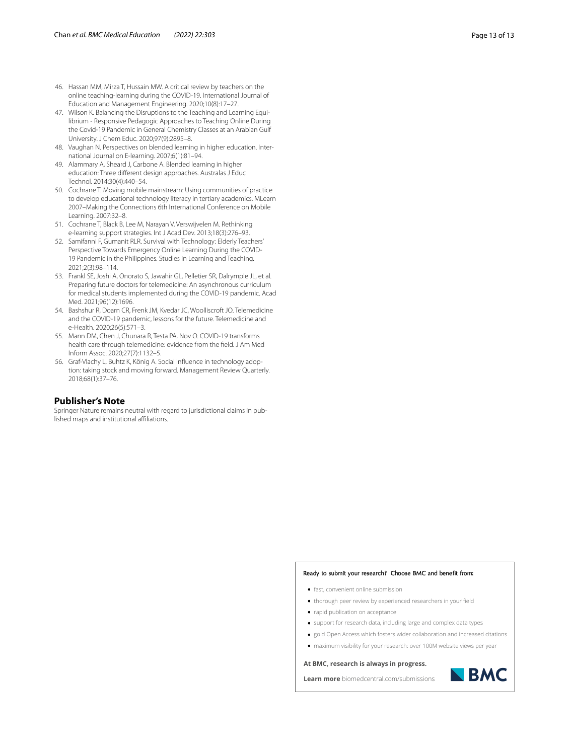46. Hassan MM, Mirza T, Hussain MW. A critical review by teachers on the online teaching-learning during the COVID-19. International Journal of Education and Management Engineering. 2020;10(8):17–27.
47. Wilson K. Balancing the Disruptions to the Teaching and Learning Equilibrium - Responsive Pedagogic Approaches to Teaching Online During the Covid-19 Pandemic in General Chemistry Classes at an Arabian Gulf University. J Chem Educ. 2020;97(9):2895–8.
48. Vaughan N. Perspectives on blended learning in higher education. International Journal on E-learning. 2007;6(1):81–94.
49. Alammary A, Sheard J, Carbone A. Blended learning in higher education: Three different design approaches. Australas J Educ Technol. 2014;30(4):440–54.
50. Cochrane T. Moving mobile mainstream: Using communities of practice to develop educational technology literacy in tertiary academics. MLearn 2007–Making the Connections 6th International Conference on Mobile Learning. 2007:32–8.
51. Cochrane T, Black B, Lee M, Narayan V, Verswijvelen M. Rethinking e-learning support strategies. Int J Acad Dev. 2013;18(3):276–93.
52. Samifanni F, Gumanit RLR. Survival with Technology: Elderly Teachers' Perspective Towards Emergency Online Learning During the COVID-19 Pandemic in the Philippines. Studies in Learning and Teaching. 2021;2(3):98–114.
53. Frankl SE, Joshi A, Onorato S, Jawahir GL, Pelletier SR, Dalrymple JL, et al. Preparing future doctors for telemedicine: An asynchronous curriculum for medical students implemented during the COVID-19 pandemic. Acad Med. 2021;96(12):1696.
54. Bashshur R, Doarn CR, Frenk JM, Kvedar JC, Woolliscroft JO. Telemedicine and the COVID-19 pandemic, lessons for the future. Telemedicine and e-Health. 2020;26(5):571–3.
55. Mann DM, Chen J, Chunara R, Testa PA, Nov O. COVID-19 transforms health care through telemedicine: evidence from the field. J Am Med Inform Assoc. 2020;27(7):1132–5.
56. Graf-Vlachy L, Buhtz K, König A. Social influence in technology adoption: taking stock and moving forward. Management Review Quarterly. 2018;68(1):37–76.

## Publisher's Note

Springer Nature remains neutral with regard to jurisdictional claims in published maps and institutional affiliations.

Ready to submit your research? Choose BMC and benefit from:

- fast, convenient online submission
- thorough peer review by experienced researchers in your field
- rapid publication on acceptance
- support for research data, including large and complex data types
- gold Open Access which fosters wider collaboration and increased citations
- maximum visibility for your research: over 100M website views per year

**At BMC, research is always in progress.**

**Learn more** biomedcentral.com/submissions

BMC